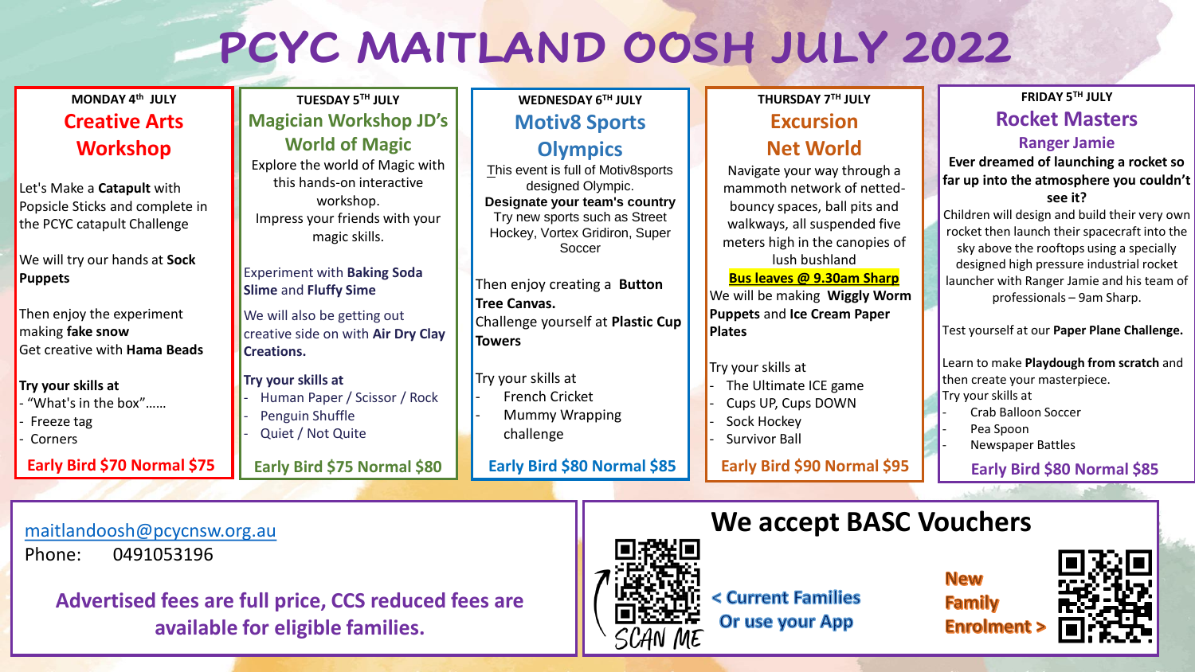# PCYC MAITLAND OOSH JULY 2022

## MONDAY 4th JULY

### Creative Arts Workshop

Let's Make a **Catapult** with Popsicle Sticks and complete in the PCYC catapult Challenge

We will try our hands at **Sock Puppets**

Then enjoy the experiment making **fake snow**
Get creative with **Hama Beads**

**Try your skills at**
- "What's in the box"……
- Freeze tag
- Corners

**Early Bird $70 Normal $75**

## TUESDAY 5TH JULY

### Magician Workshop JD's World of Magic

Explore the world of Magic with this hands-on interactive workshop.
Impress your friends with your magic skills.

Experiment with **Baking Soda Slime** and **Fluffy Sime**

We will also be getting out creative side on with **Air Dry Clay Creations.**

**Try your skills at**
- Human Paper / Scissor / Rock
- Penguin Shuffle
- Quiet / Not Quite

**Early Bird $75 Normal $80**

## WEDNESDAY 6TH JULY

### Motiv8 Sports Olympics

This event is full of Motiv8sports designed Olympic.
**Designate your team's country**
Try new sports such as Street Hockey, Vortex Gridiron, Super Soccer

Then enjoy creating a **Button Tree Canvas.**
Challenge yourself at **Plastic Cup Towers**

Try your skills at
- French Cricket
- Mummy Wrapping challenge

**Early Bird $80 Normal $85**

## THURSDAY 7TH JULY

### Excursion Net World

Navigate your way through a mammoth network of netted-bouncy spaces, ball pits and walkways, all suspended five meters high in the canopies of lush bushland

**Bus leaves @ 9.30am Sharp**

We will be making **Wiggly Worm Puppets** and **Ice Cream Paper Plates**

Try your skills at
- The Ultimate ICE game
- Cups UP, Cups DOWN
- Sock Hockey
- Survivor Ball

**Early Bird $90 Normal $95**

## FRIDAY 5TH JULY

### Rocket Masters

**Ranger Jamie**

**Ever dreamed of launching a rocket so far up into the atmosphere you couldn't see it?**

Children will design and build their very own rocket then launch their spacecraft into the sky above the rooftops using a specially designed high pressure industrial rocket launcher with Ranger Jamie and his team of professionals – 9am Sharp.

Test yourself at our **Paper Plane Challenge.**

Learn to make **Playdough from scratch** and then create your masterpiece.
Try your skills at
- Crab Balloon Soccer
- Pea Spoon
- Newspaper Battles

**Early Bird $80 Normal $85**

---

maitlandoosh@pcycnsw.org.au
Phone: 0491053196

**Advertised fees are full price, CCS reduced fees are available for eligible families.**

## We accept BASC Vouchers

SCAN ME

< Current Families Or use your App

New Family Enrolment >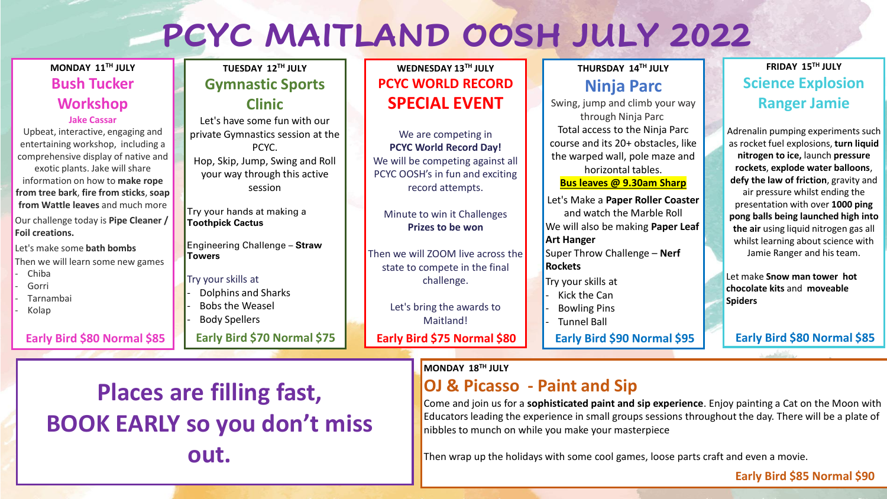# PCYC MAITLAND OOSH JULY 2022

## MONDAY 11TH JULY

### Bush Tucker Workshop

**Jake Cassar**

Upbeat, interactive, engaging and entertaining workshop, including a comprehensive display of native and exotic plants. Jake will share information on how to **make rope from tree bark**, **fire from sticks**, **soap from Wattle leaves** and much more

Our challenge today is **Pipe Cleaner / Foil creations.**

Let's make some **bath bombs**

Then we will learn some new games

- Chiba
- Gorri
- Tarnambai
- Kolap

**Early Bird $80 Normal $85**

## TUESDAY 12TH JULY

### Gymnastic Sports Clinic

Let's have some fun with our private Gymnastics session at the PCYC.

Hop, Skip, Jump, Swing and Roll your way through this active session

Try your hands at making a **Toothpick Cactus**

Engineering Challenge – **Straw Towers**

Try your skills at

- Dolphins and Sharks
- Bobs the Weasel
- Body Spellers

**Early Bird $70 Normal $75**

## WEDNESDAY 13TH JULY

### PCYC WORLD RECORD SPECIAL EVENT

We are competing in **PCYC World Record Day!** We will be competing against all PCYC OOSH's in fun and exciting record attempts.

Minute to win it Challenges **Prizes to be won**

Then we will ZOOM live across the state to compete in the final challenge.

Let's bring the awards to Maitland!

**Early Bird $75 Normal $80**

## THURSDAY 14TH JULY

### Ninja Parc

Swing, jump and climb your way through Ninja Parc

Total access to the Ninja Parc course and its 20+ obstacles, like the warped wall, pole maze and horizontal tables.

**Bus leaves @ 9.30am Sharp**

Let's Make a **Paper Roller Coaster** and watch the Marble Roll

We will also be making **Paper Leaf Art Hanger**

Super Throw Challenge – **Nerf Rockets**

Try your skills at

- Kick the Can
- Bowling Pins
- Tunnel Ball

**Early Bird $90 Normal $95**

## FRIDAY 15TH JULY

### Science Explosion Ranger Jamie

Adrenalin pumping experiments such as rocket fuel explosions, **turn liquid nitrogen to ice,** launch **pressure rockets**, **explode water balloons**, **defy the law of friction**, gravity and air pressure whilst ending the presentation with over **1000 ping pong balls being launched high into the air** using liquid nitrogen gas all whilst learning about science with Jamie Ranger and his team.

Let make **Snow man tower hot chocolate kits** and **moveable Spiders**

**Early Bird $80 Normal $85**

## Places are filling fast, BOOK EARLY so you don't miss out.

## MONDAY 18TH JULY

### OJ & Picasso - Paint and Sip

Come and join us for a **sophisticated paint and sip experience**. Enjoy painting a Cat on the Moon with Educators leading the experience in small groups sessions throughout the day. There will be a plate of nibbles to munch on while you make your masterpiece

Then wrap up the holidays with some cool games, loose parts craft and even a movie.

**Early Bird $85 Normal $90**